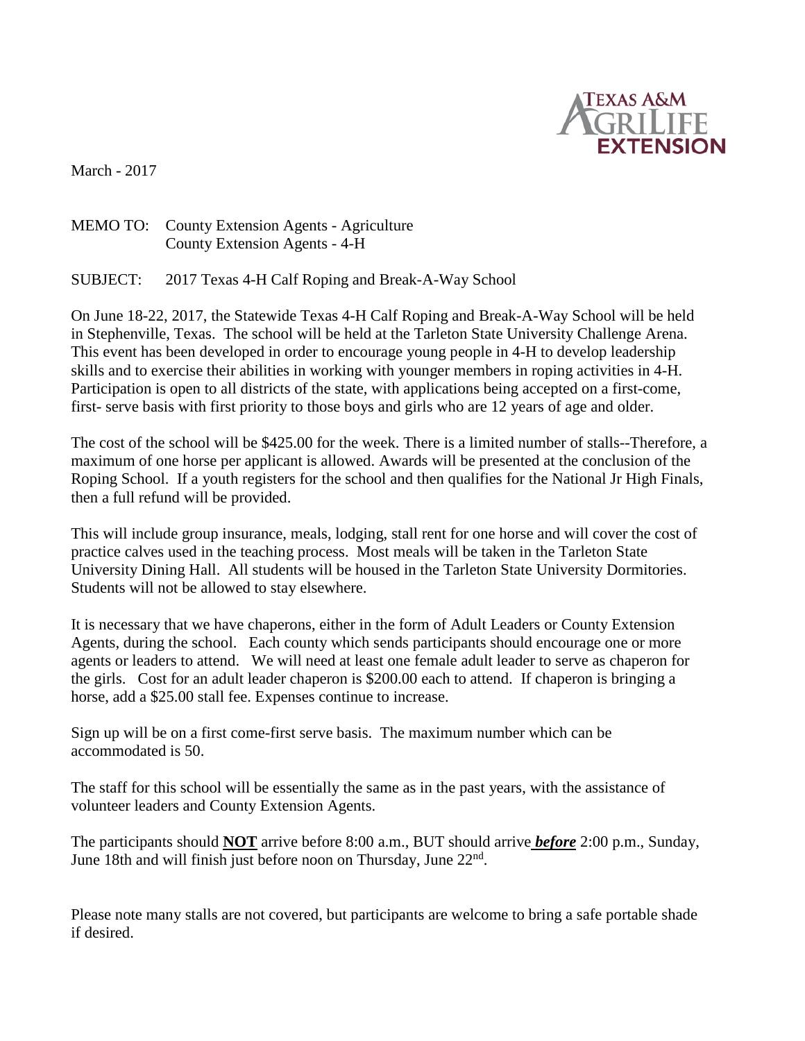TEXAS A&M AGRILIFE EXTENSION

March - 2017

MEMO TO: County Extension Agents - Agriculture
County Extension Agents - 4-H

SUBJECT: 2017 Texas 4-H Calf Roping and Break-A-Way School

On June 18-22, 2017, the Statewide Texas 4-H Calf Roping and Break-A-Way School will be held in Stephenville, Texas. The school will be held at the Tarleton State University Challenge Arena. This event has been developed in order to encourage young people in 4-H to develop leadership skills and to exercise their abilities in working with younger members in roping activities in 4-H. Participation is open to all districts of the state, with applications being accepted on a first-come, first- serve basis with first priority to those boys and girls who are 12 years of age and older.

The cost of the school will be $425.00 for the week. There is a limited number of stalls--Therefore, a maximum of one horse per applicant is allowed. Awards will be presented at the conclusion of the Roping School. If a youth registers for the school and then qualifies for the National Jr High Finals, then a full refund will be provided.

This will include group insurance, meals, lodging, stall rent for one horse and will cover the cost of practice calves used in the teaching process. Most meals will be taken in the Tarleton State University Dining Hall. All students will be housed in the Tarleton State University Dormitories. Students will not be allowed to stay elsewhere.

It is necessary that we have chaperons, either in the form of Adult Leaders or County Extension Agents, during the school. Each county which sends participants should encourage one or more agents or leaders to attend. We will need at least one female adult leader to serve as chaperon for the girls. Cost for an adult leader chaperon is $200.00 each to attend. If chaperon is bringing a horse, add a $25.00 stall fee. Expenses continue to increase.

Sign up will be on a first come-first serve basis. The maximum number which can be accommodated is 50.

The staff for this school will be essentially the same as in the past years, with the assistance of volunteer leaders and County Extension Agents.

The participants should **NOT** arrive before 8:00 a.m., BUT should arrive ***before*** 2:00 p.m., Sunday, June 18th and will finish just before noon on Thursday, June 22nd.

Please note many stalls are not covered, but participants are welcome to bring a safe portable shade if desired.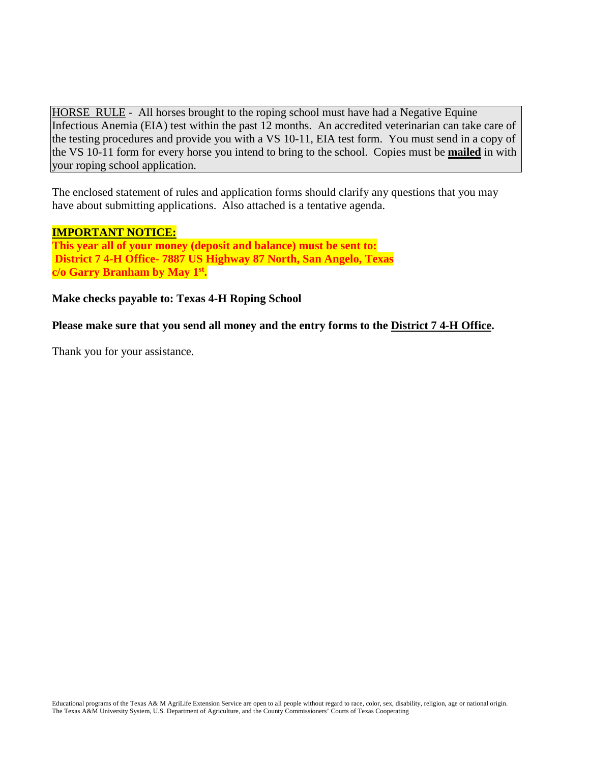HORSE RULE - All horses brought to the roping school must have had a Negative Equine Infectious Anemia (EIA) test within the past 12 months. An accredited veterinarian can take care of the testing procedures and provide you with a VS 10-11, EIA test form. You must send in a copy of the VS 10-11 form for every horse you intend to bring to the school. Copies must be **mailed** in with your roping school application.

The enclosed statement of rules and application forms should clarify any questions that you may have about submitting applications. Also attached is a tentative agenda.

**IMPORTANT NOTICE:**

**This year all of your money (deposit and balance) must be sent to:**
**District 7 4-H Office- 7887 US Highway 87 North, San Angelo, Texas**
**c/o Garry Branham by May 1st.**

**Make checks payable to: Texas 4-H Roping School**

**Please make sure that you send all money and the entry forms to the District 7 4-H Office.**

Thank you for your assistance.

Educational programs of the Texas A& M AgriLife Extension Service are open to all people without regard to race, color, sex, disability, religion, age or national origin.
The Texas A&M University System, U.S. Department of Agriculture, and the County Commissioners' Courts of Texas Cooperating